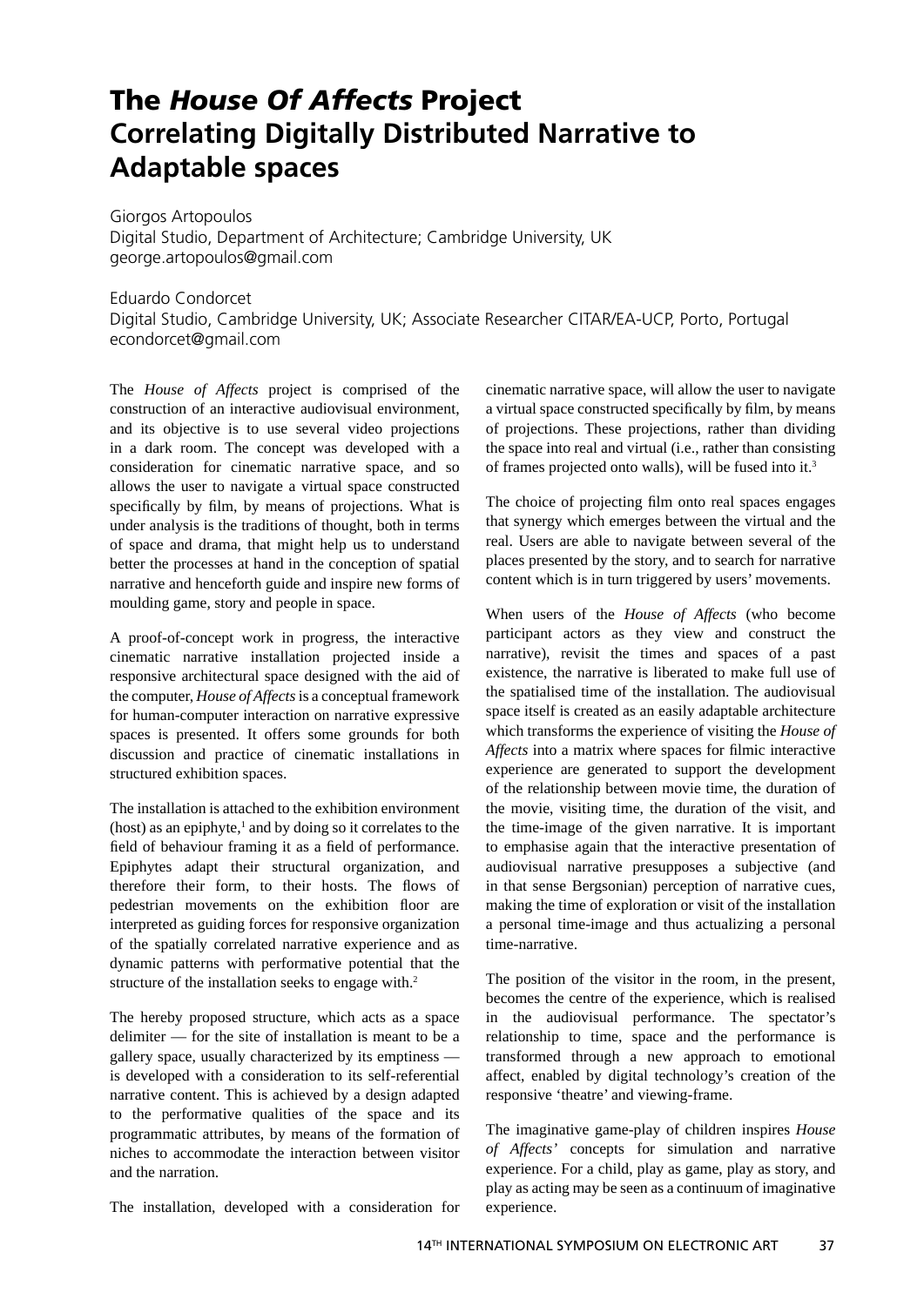# The *House Of Affects* Project
# Correlating Digitally Distributed Narrative to Adaptable spaces

Giorgos Artopoulos
Digital Studio, Department of Architecture; Cambridge University, UK
george.artopoulos@gmail.com

Eduardo Condorcet
Digital Studio, Cambridge University, UK; Associate Researcher CITAR/EA-UCP, Porto, Portugal
econdorcet@gmail.com

The *House of Affects* project is comprised of the construction of an interactive audiovisual environment, and its objective is to use several video projections in a dark room. The concept was developed with a consideration for cinematic narrative space, and so allows the user to navigate a virtual space constructed specifically by film, by means of projections. What is under analysis is the traditions of thought, both in terms of space and drama, that might help us to understand better the processes at hand in the conception of spatial narrative and henceforth guide and inspire new forms of moulding game, story and people in space.

A proof-of-concept work in progress, the interactive cinematic narrative installation projected inside a responsive architectural space designed with the aid of the computer, *House of Affects* is a conceptual framework for human-computer interaction on narrative expressive spaces is presented. It offers some grounds for both discussion and practice of cinematic installations in structured exhibition spaces.

The installation is attached to the exhibition environment (host) as an epiphyte,[1] and by doing so it correlates to the field of behaviour framing it as a field of performance. Epiphytes adapt their structural organization, and therefore their form, to their hosts. The flows of pedestrian movements on the exhibition floor are interpreted as guiding forces for responsive organization of the spatially correlated narrative experience and as dynamic patterns with performative potential that the structure of the installation seeks to engage with.[2]

The hereby proposed structure, which acts as a space delimiter — for the site of installation is meant to be a gallery space, usually characterized by its emptiness — is developed with a consideration to its self-referential narrative content. This is achieved by a design adapted to the performative qualities of the space and its programmatic attributes, by means of the formation of niches to accommodate the interaction between visitor and the narration.

The installation, developed with a consideration for cinematic narrative space, will allow the user to navigate a virtual space constructed specifically by film, by means of projections. These projections, rather than dividing the space into real and virtual (i.e., rather than consisting of frames projected onto walls), will be fused into it.[3]

The choice of projecting film onto real spaces engages that synergy which emerges between the virtual and the real. Users are able to navigate between several of the places presented by the story, and to search for narrative content which is in turn triggered by users' movements.

When users of the *House of Affects* (who become participant actors as they view and construct the narrative), revisit the times and spaces of a past existence, the narrative is liberated to make full use of the spatialised time of the installation. The audiovisual space itself is created as an easily adaptable architecture which transforms the experience of visiting the *House of Affects* into a matrix where spaces for filmic interactive experience are generated to support the development of the relationship between movie time, the duration of the movie, visiting time, the duration of the visit, and the time-image of the given narrative. It is important to emphasise again that the interactive presentation of audiovisual narrative presupposes a subjective (and in that sense Bergsonian) perception of narrative cues, making the time of exploration or visit of the installation a personal time-image and thus actualizing a personal time-narrative.

The position of the visitor in the room, in the present, becomes the centre of the experience, which is realised in the audiovisual performance. The spectator's relationship to time, space and the performance is transformed through a new approach to emotional affect, enabled by digital technology's creation of the responsive 'theatre' and viewing-frame.

The imaginative game-play of children inspires *House of Affects'* concepts for simulation and narrative experience. For a child, play as game, play as story, and play as acting may be seen as a continuum of imaginative experience.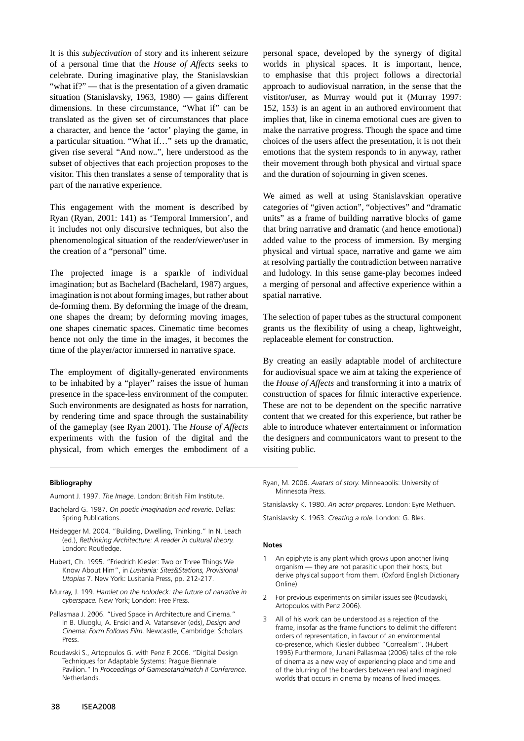It is this *subjectivation* of story and its inherent seizure of a personal time that the *House of Affects* seeks to celebrate. During imaginative play, the Stanislavskian "what if?" — that is the presentation of a given dramatic situation (Stanislavsky, 1963, 1980) — gains different dimensions. In these circumstance, "What if" can be translated as the given set of circumstances that place a character, and hence the 'actor' playing the game, in a particular situation. "What if…" sets up the dramatic, given rise several "And now..", here understood as the subset of objectives that each projection proposes to the visitor. This then translates a sense of temporality that is part of the narrative experience.

This engagement with the moment is described by Ryan (Ryan, 2001: 141) as 'Temporal Immersion', and it includes not only discursive techniques, but also the phenomenological situation of the reader/viewer/user in the creation of a "personal" time.

The projected image is a sparkle of individual imagination; but as Bachelard (Bachelard, 1987) argues, imagination is not about forming images, but rather about de-forming them. By deforming the image of the dream, one shapes the dream; by deforming moving images, one shapes cinematic spaces. Cinematic time becomes hence not only the time in the images, it becomes the time of the player/actor immersed in narrative space.

The employment of digitally-generated environments to be inhabited by a "player" raises the issue of human presence in the space-less environment of the computer. Such environments are designated as hosts for narration, by rendering time and space through the sustainability of the gameplay (see Ryan 2001). The *House of Affects* experiments with the fusion of the digital and the physical, from which emerges the embodiment of a personal space, developed by the synergy of digital worlds in physical spaces. It is important, hence, to emphasise that this project follows a directorial approach to audiovisual narration, in the sense that the vistitor/user, as Murray would put it (Murray 1997: 152, 153) is an agent in an authored environment that implies that, like in cinema emotional cues are given to make the narrative progress. Though the space and time choices of the users affect the presentation, it is not their emotions that the system responds to in anyway, rather their movement through both physical and virtual space and the duration of sojourning in given scenes.

We aimed as well at using Stanislavskian operative categories of "given action", "objectives" and "dramatic units" as a frame of building narrative blocks of game that bring narrative and dramatic (and hence emotional) added value to the process of immersion. By merging physical and virtual space, narrative and game we aim at resolving partially the contradiction between narrative and ludology. In this sense game-play becomes indeed a merging of personal and affective experience within a spatial narrative.

The selection of paper tubes as the structural component grants us the flexibility of using a cheap, lightweight, replaceable element for construction.

By creating an easily adaptable model of architecture for audiovisual space we aim at taking the experience of the *House of Affects* and transforming it into a matrix of construction of spaces for filmic interactive experience. These are not to be dependent on the specific narrative content that we created for this experience, but rather be able to introduce whatever entertainment or information the designers and communicators want to present to the visiting public.

**Bibliography**

Aumont J. 1997. *The Image*. London: British Film Institute.

Bachelard G. 1987. *On poetic imagination and reverie*. Dallas: Spring Publications.

Heidegger M. 2004. "Building, Dwelling, Thinking." In N. Leach (ed.), *Rethinking Architecture: A reader in cultural theory.* London: Routledge.

Hubert, Ch. 1995. "Friedrich Kiesler: Two or Three Things We Know About Him", in *Lusitania: Sites&Stations, Provisional Utopias* 7. New York: Lusitania Press, pp. 212-217.

Murray, J. 199. *Hamlet on the holodeck: the future of narrative in cyberspace.* New York; London: Free Press.

Pallasmaa J. 2006. "Lived Space in Architecture and Cinema." In B. Uluoglu, A. Ensici and A. Vatansever (eds), *Design and Cinema: Form Follows Film*. Newcastle, Cambridge: Scholars Press.

Roudavski S., Artopoulos G. with Penz F. 2006. "Digital Design Techniques for Adaptable Systems: Prague Biennale Pavilion." In *Proceedings of Gamesetandmatch II Conference*. Netherlands.

Ryan, M. 2006. *Avatars of story.* Minneapolis: University of Minnesota Press.

Stanislavsky K. 1980. *An actor prepares*. London: Eyre Methuen.

Stanislavsky K. 1963. *Creating a role.* London: G. Bles.

**Notes**

1. An epiphyte is any plant which grows upon another living organism — they are not parasitic upon their hosts, but derive physical support from them. (Oxford English Dictionary Online)
2. For previous experiments on similar issues see (Roudavski, Artopoulos with Penz 2006).
3. All of his work can be understood as a rejection of the frame, insofar as the frame functions to delimit the different orders of representation, in favour of an environmental co-presence, which Kiesler dubbed "Correalism". (Hubert 1995) Furthermore, Juhani Pallasmaa (2006) talks of the role of cinema as a new way of experiencing place and time and of the blurring of the boarders between real and imagined worlds that occurs in cinema by means of lived images.